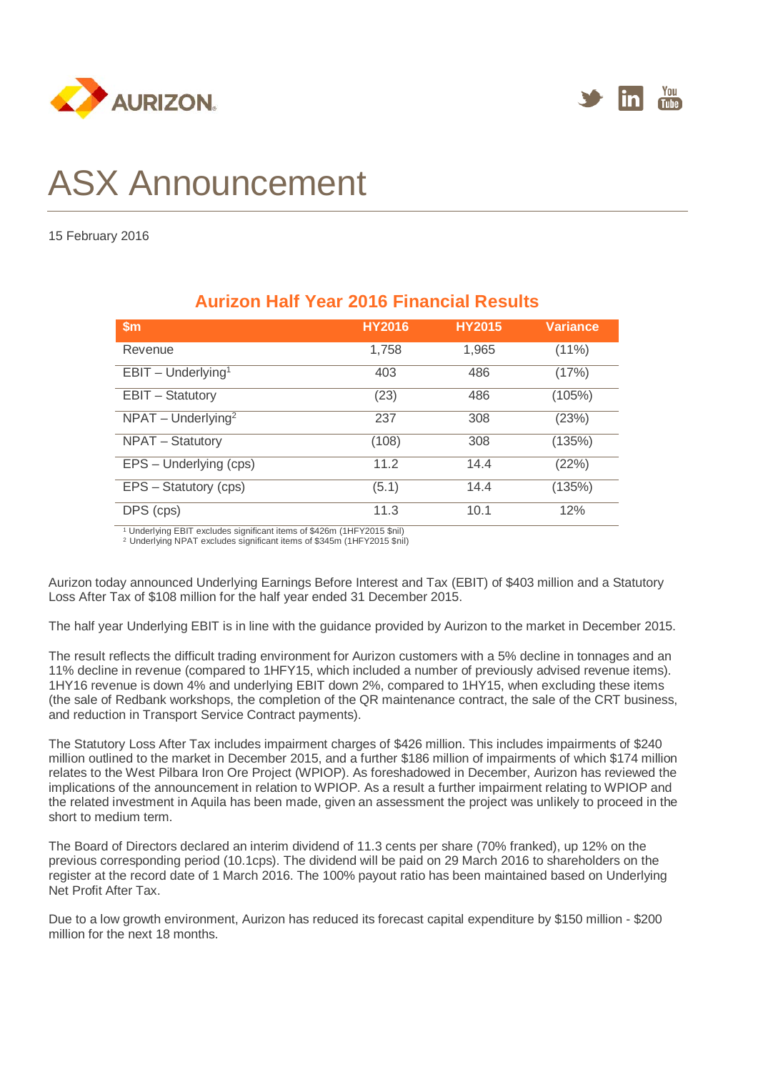AURIZON

# ASX Announcement

15 February 2016

## Aurizon Half Year 2016 Financial Results

| $m | HY2016 | HY2015 | Variance |
|---|---|---|---|
| Revenue | 1,758 | 1,965 | (11%) |
| EBIT – Underlying[1] | 403 | 486 | (17%) |
| EBIT – Statutory | (23) | 486 | (105%) |
| NPAT – Underlying[2] | 237 | 308 | (23%) |
| NPAT – Statutory | (108) | 308 | (135%) |
| EPS – Underlying (cps) | 11.2 | 14.4 | (22%) |
| EPS – Statutory (cps) | (5.1) | 14.4 | (135%) |
| DPS (cps) | 11.3 | 10.1 | 12% |

[1] Underlying EBIT excludes significant items of $426m (1HFY2015 $nil)
[2] Underlying NPAT excludes significant items of $345m (1HFY2015 $nil)

Aurizon today announced Underlying Earnings Before Interest and Tax (EBIT) of $403 million and a Statutory Loss After Tax of $108 million for the half year ended 31 December 2015.

The half year Underlying EBIT is in line with the guidance provided by Aurizon to the market in December 2015.

The result reflects the difficult trading environment for Aurizon customers with a 5% decline in tonnages and an 11% decline in revenue (compared to 1HFY15, which included a number of previously advised revenue items). 1HY16 revenue is down 4% and underlying EBIT down 2%, compared to 1HY15, when excluding these items (the sale of Redbank workshops, the completion of the QR maintenance contract, the sale of the CRT business, and reduction in Transport Service Contract payments).

The Statutory Loss After Tax includes impairment charges of $426 million. This includes impairments of $240 million outlined to the market in December 2015, and a further $186 million of impairments of which $174 million relates to the West Pilbara Iron Ore Project (WPIOP). As foreshadowed in December, Aurizon has reviewed the implications of the announcement in relation to WPIOP. As a result a further impairment relating to WPIOP and the related investment in Aquila has been made, given an assessment the project was unlikely to proceed in the short to medium term.

The Board of Directors declared an interim dividend of 11.3 cents per share (70% franked), up 12% on the previous corresponding period (10.1cps). The dividend will be paid on 29 March 2016 to shareholders on the register at the record date of 1 March 2016. The 100% payout ratio has been maintained based on Underlying Net Profit After Tax.

Due to a low growth environment, Aurizon has reduced its forecast capital expenditure by $150 million - $200 million for the next 18 months.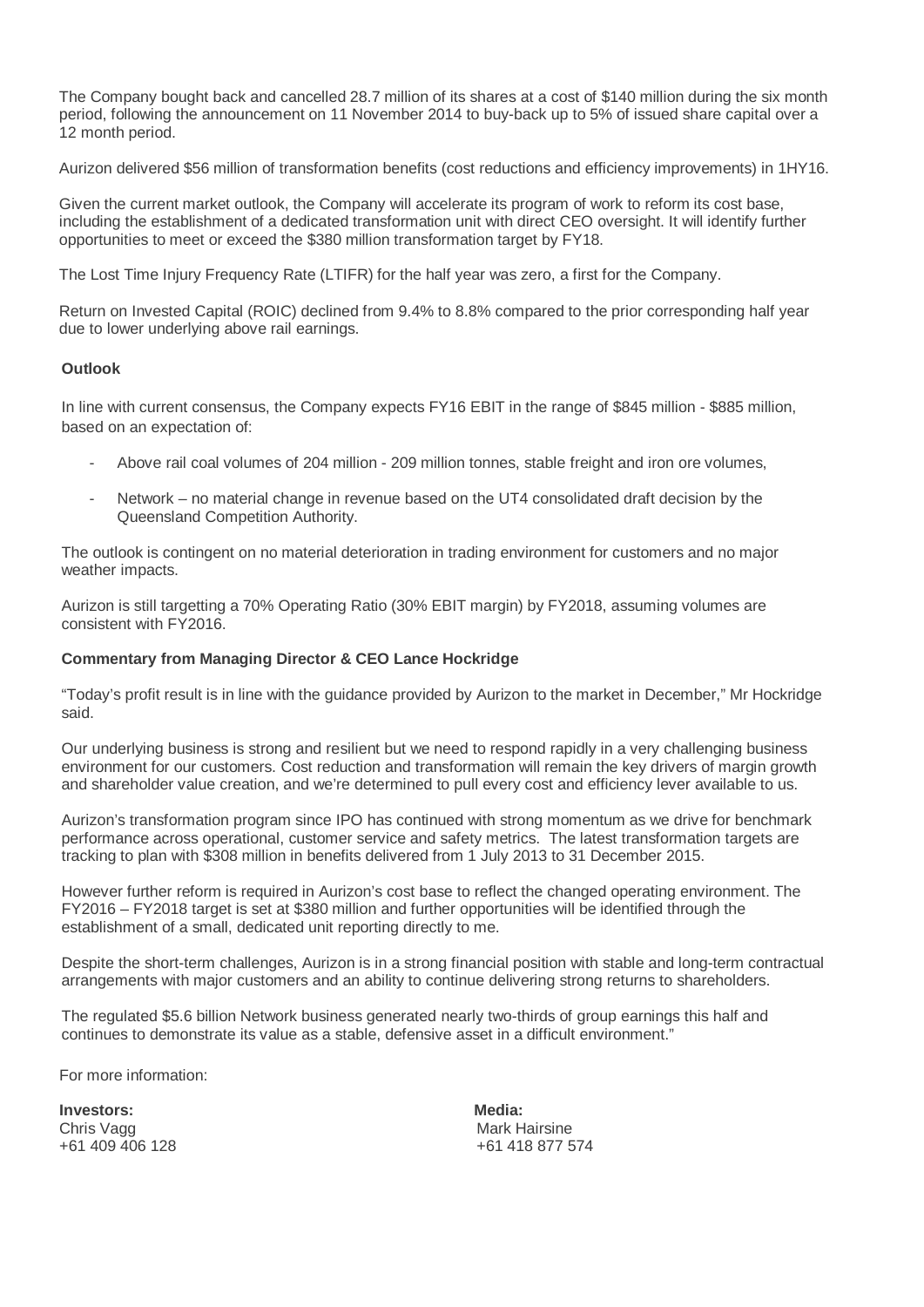The Company bought back and cancelled 28.7 million of its shares at a cost of $140 million during the six month period, following the announcement on 11 November 2014 to buy-back up to 5% of issued share capital over a 12 month period.

Aurizon delivered $56 million of transformation benefits (cost reductions and efficiency improvements) in 1HY16.

Given the current market outlook, the Company will accelerate its program of work to reform its cost base, including the establishment of a dedicated transformation unit with direct CEO oversight. It will identify further opportunities to meet or exceed the $380 million transformation target by FY18.

The Lost Time Injury Frequency Rate (LTIFR) for the half year was zero, a first for the Company.

Return on Invested Capital (ROIC) declined from 9.4% to 8.8% compared to the prior corresponding half year due to lower underlying above rail earnings.

**Outlook**

In line with current consensus, the Company expects FY16 EBIT in the range of $845 million - $885 million, based on an expectation of:

- Above rail coal volumes of 204 million - 209 million tonnes, stable freight and iron ore volumes,
- Network – no material change in revenue based on the UT4 consolidated draft decision by the Queensland Competition Authority.

The outlook is contingent on no material deterioration in trading environment for customers and no major weather impacts.

Aurizon is still targetting a 70% Operating Ratio (30% EBIT margin) by FY2018, assuming volumes are consistent with FY2016.

**Commentary from Managing Director & CEO Lance Hockridge**

"Today's profit result is in line with the guidance provided by Aurizon to the market in December," Mr Hockridge said.

Our underlying business is strong and resilient but we need to respond rapidly in a very challenging business environment for our customers. Cost reduction and transformation will remain the key drivers of margin growth and shareholder value creation, and we're determined to pull every cost and efficiency lever available to us.

Aurizon's transformation program since IPO has continued with strong momentum as we drive for benchmark performance across operational, customer service and safety metrics. The latest transformation targets are tracking to plan with $308 million in benefits delivered from 1 July 2013 to 31 December 2015.

However further reform is required in Aurizon's cost base to reflect the changed operating environment. The FY2016 – FY2018 target is set at $380 million and further opportunities will be identified through the establishment of a small, dedicated unit reporting directly to me.

Despite the short-term challenges, Aurizon is in a strong financial position with stable and long-term contractual arrangements with major customers and an ability to continue delivering strong returns to shareholders.

The regulated $5.6 billion Network business generated nearly two-thirds of group earnings this half and continues to demonstrate its value as a stable, defensive asset in a difficult environment."

For more information:

**Investors:**
Chris Vagg
+61 409 406 128

**Media:**
Mark Hairsine
+61 418 877 574